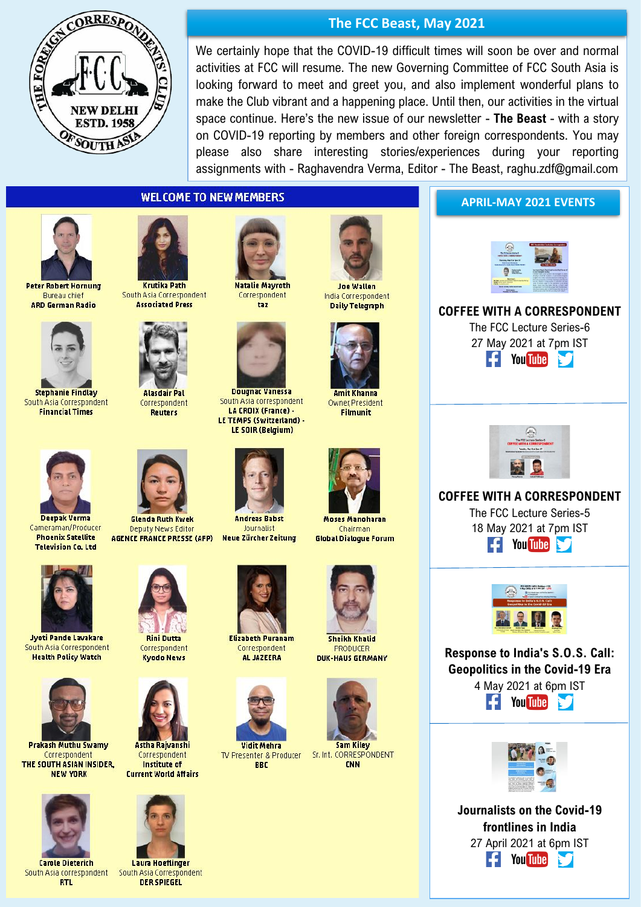# The FCC Beast, May 2021

We certainly hope that the COVID-19 difficult times will soon be over and normal activities at FCC will resume. The new Governing Committee of FCC South Asia is looking forward to meet and greet you, and also implement wonderful plans to make the Club vibrant and a happening place. Until then, our activities in the virtual space continue. Here's the new issue of our newsletter - **The Beast** - with a story on COVID-19 reporting by members and other foreign correspondents. You may please also share interesting stories/experiences during your reporting assignments with - Raghavendra Verma, Editor - The Beast, raghu.zdf@gmail.com

## WELCOME TO NEW MEMBERS

**Peter Robert Hornung**
Bureau chief
**ARD German Radio**

**Krutika Path**
South Asia Correspondent
**Associated Press**

**Natalie Mayroth**
Correspondent
**taz**

**Joe Wallen**
India Correspondent
**Daily Telegraph**

**Stephanie Findlay**
South Asia Correspondent
**Financial Times**

**Alasdair Pal**
Correspondent
**Reuters**

**Dougnac Vanessa**
South Asia correspondent
**LA CROIX (France) - LE TEMPS (Switzerland) - LE SOIR (Belgium)**

**Amit Khanna**
Owner, President
**Filmunit**

**Deepak Verma**
Cameraman/Producer
**Phoenix Satellite Television Co. Ltd**

**Glenda Ruth Kwek**
Deputy News Editor
**AGENCE FRANCE PRESSE (AFP)**

**Andreas Babst**
Journalist
**Neue Zürcher Zeitung**

**Moses Manoharan**
Chairman
**Global Dialogue Forum**

**Jyoti Pande Lavakare**
South Asia Correspondent
**Health Policy Watch**

**Rini Dutta**
Correspondent
**Kyodo News**

**Elizabeth Puranam**
Correspondent
**AL JAZEERA**

**Sheikh Khalid**
PRODUCER
**DUK-HAUS GERMANY**

**Prakash Muthu Swamy**
Correspondent
**THE SOUTH ASIAN INSIDER, NEW YORK**

**Astha Rajvanshi**
Correspondent
**Institute of Current World Affairs**

**Vidit Mehra**
TV Presenter & Producer
**BBC**

**Sam Kiley**
Sr. Int. CORRESPONDENT
**CNN**

**Carole Dieterich**
South Asia correspondent
**RTL**

**Laura Hoeflinger**
South Asia Correspondent
**DER SPIEGEL**

## APRIL-MAY 2021 EVENTS

**COFFEE WITH A CORRESPONDENT**
The FCC Lecture Series-6
27 May 2021 at 7pm IST

**COFFEE WITH A CORRESPONDENT**
The FCC Lecture Series-5
18 May 2021 at 7pm IST

**Response to India's S.O.S. Call: Geopolitics in the Covid-19 Era**
4 May 2021 at 6pm IST

**Journalists on the Covid-19 frontlines in India**
27 April 2021 at 6pm IST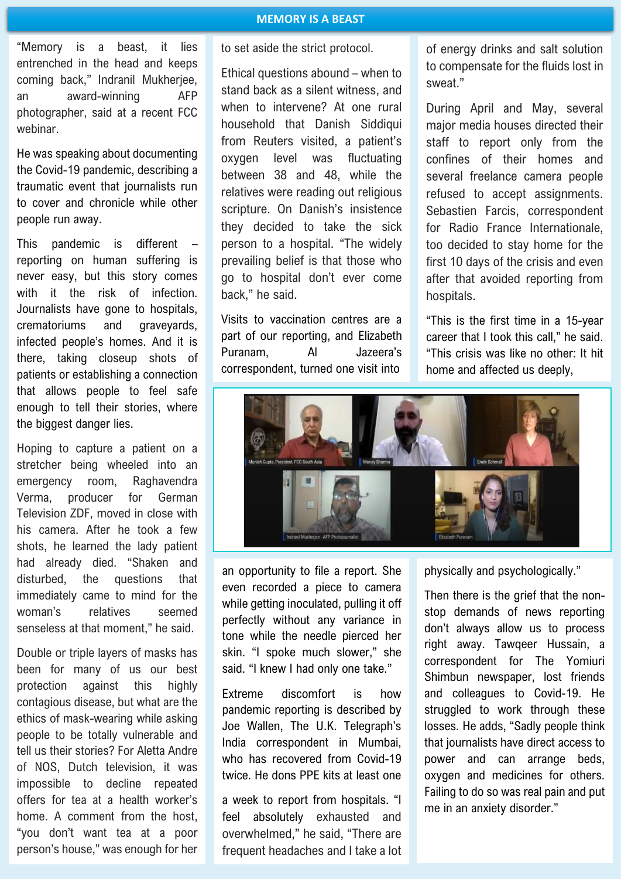# MEMORY IS A BEAST

"Memory is a beast, it lies entrenched in the head and keeps coming back," Indranil Mukherjee, an award-winning AFP photographer, said at a recent FCC webinar.

He was speaking about documenting the Covid-19 pandemic, describing a traumatic event that journalists run to cover and chronicle while other people run away.

This pandemic is different – reporting on human suffering is never easy, but this story comes with it the risk of infection. Journalists have gone to hospitals, crematoriums and graveyards, infected people's homes. And it is there, taking closeup shots of patients or establishing a connection that allows people to feel safe enough to tell their stories, where the biggest danger lies.

Hoping to capture a patient on a stretcher being wheeled into an emergency room, Raghavendra Verma, producer for German Television ZDF, moved in close with his camera. After he took a few shots, he learned the lady patient had already died. "Shaken and disturbed, the questions that immediately came to mind for the woman's relatives seemed senseless at that moment," he said.

Double or triple layers of masks has been for many of us our best protection against this highly contagious disease, but what are the ethics of mask-wearing while asking people to be totally vulnerable and tell us their stories? For Aletta Andre of NOS, Dutch television, it was impossible to decline repeated offers for tea at a health worker's home. A comment from the host, "you don't want tea at a poor person's house," was enough for her to set aside the strict protocol.

Ethical questions abound – when to stand back as a silent witness, and when to intervene? At one rural household that Danish Siddiqui from Reuters visited, a patient's oxygen level was fluctuating between 38 and 48, while the relatives were reading out religious scripture. On Danish's insistence they decided to take the sick person to a hospital. "The widely prevailing belief is that those who go to hospital don't ever come back," he said.

Visits to vaccination centres are a part of our reporting, and Elizabeth Puranam, Al Jazeera's correspondent, turned one visit into an opportunity to file a report. She even recorded a piece to camera while getting inoculated, pulling it off perfectly without any variance in tone while the needle pierced her skin. "I spoke much slower," she said. "I knew I had only one take."

Extreme discomfort is how pandemic reporting is described by Joe Wallen, The U.K. Telegraph's India correspondent in Mumbai, who has recovered from Covid-19 twice. He dons PPE kits at least one a week to report from hospitals. "I feel absolutely exhausted and overwhelmed," he said, "There are frequent headaches and I take a lot of energy drinks and salt solution to compensate for the fluids lost in sweat."

During April and May, several major media houses directed their staff to report only from the confines of their homes and several freelance camera people refused to accept assignments. Sebastien Farcis, correspondent for Radio France Internationale, too decided to stay home for the first 10 days of the crisis and even after that avoided reporting from hospitals.

"This is the first time in a 15-year career that I took this call," he said. "This crisis was like no other: It hit home and affected us deeply, physically and psychologically."

Munish Gupta, President, FCC South Asia · Money Sharma · Emily Schmall · Indranil Mukherjee - AFP Photojournalist · Elizabeth Puranam

Then there is the grief that the non-stop demands of news reporting don't always allow us to process right away. Tawqeer Hussain, a correspondent for The Yomiuri Shimbun newspaper, lost friends and colleagues to Covid-19. He struggled to work through these losses. He adds, "Sadly people think that journalists have direct access to power and can arrange beds, oxygen and medicines for others. Failing to do so was real pain and put me in an anxiety disorder."